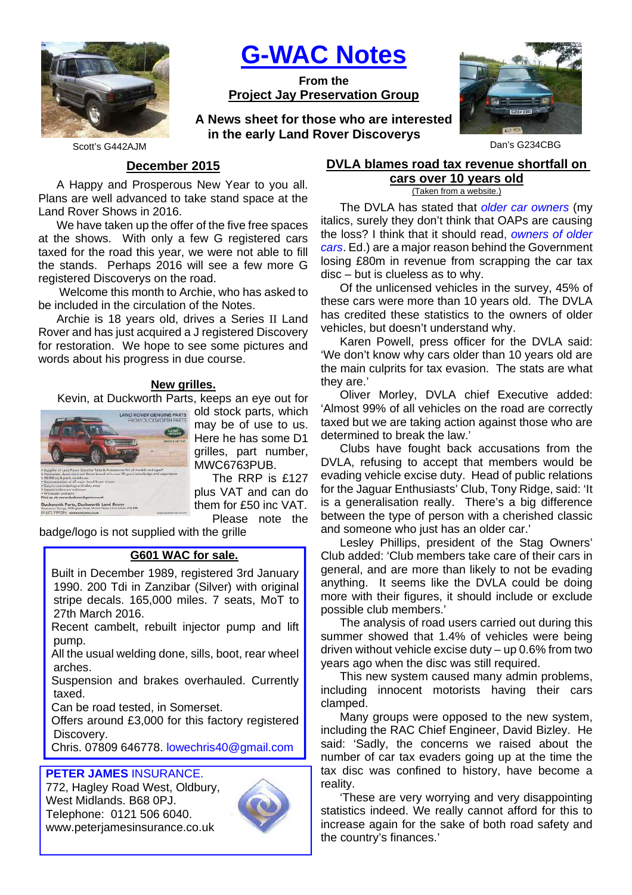# G-WAC Notes

**From the**
**Project Jay Preservation Group**

**A News sheet for those who are interested in the early Land Rover Discoverys**

Scott's G442AJM

Dan's G234CBG

## December 2015

A Happy and Prosperous New Year to you all. Plans are well advanced to take stand space at the Land Rover Shows in 2016.

We have taken up the offer of the five free spaces at the shows. With only a few G registered cars taxed for the road this year, we were not able to fill the stands. Perhaps 2016 will see a few more G registered Discoverys on the road.

Welcome this month to Archie, who has asked to be included in the circulation of the Notes.

Archie is 18 years old, drives a Series II Land Rover and has just acquired a J registered Discovery for restoration. We hope to see some pictures and words about his progress in due course.

### New grilles.

Kevin, at Duckworth Parts, keeps an eye out for old stock parts, which may be of use to us. Here he has some D1 grilles, part number, MWC6763PUB.

The RRP is £127 plus VAT and can do them for £50 inc VAT.

Please note the badge/logo is not supplied with the grille

### G601 WAC for sale.

Built in December 1989, registered 3rd January 1990. 200 Tdi in Zanzibar (Silver) with original stripe decals. 165,000 miles. 7 seats, MoT to 27th March 2016.

Recent cambelt, rebuilt injector pump and lift pump.

All the usual welding done, sills, boot, rear wheel arches.

Suspension and brakes overhauled. Currently taxed.

Can be road tested, in Somerset.

Offers around £3,000 for this factory registered Discovery.

Chris. 07809 646778. lowechris40@gmail.com

**PETER JAMES** INSURANCE.
772, Hagley Road West, Oldbury,
West Midlands. B68 0PJ.
Telephone: 0121 506 6040.
www.peterjamesinsurance.co.uk

## DVLA blames road tax revenue shortfall on cars over 10 years old

(Taken from a website.)

The DVLA has stated that *older car owners* (my italics, surely they don't think that OAPs are causing the loss? I think that it should read, *owners of older cars*. Ed.) are a major reason behind the Government losing £80m in revenue from scrapping the car tax disc – but is clueless as to why.

Of the unlicensed vehicles in the survey, 45% of these cars were more than 10 years old. The DVLA has credited these statistics to the owners of older vehicles, but doesn't understand why.

Karen Powell, press officer for the DVLA said: 'We don't know why cars older than 10 years old are the main culprits for tax evasion. The stats are what they are.'

Oliver Morley, DVLA chief Executive added: 'Almost 99% of all vehicles on the road are correctly taxed but we are taking action against those who are determined to break the law.'

Clubs have fought back accusations from the DVLA, refusing to accept that members would be evading vehicle excise duty. Head of public relations for the Jaguar Enthusiasts' Club, Tony Ridge, said: 'It is a generalisation really. There's a big difference between the type of person with a cherished classic and someone who just has an older car.'

Lesley Phillips, president of the Stag Owners' Club added: 'Club members take care of their cars in general, and are more than likely to not be evading anything. It seems like the DVLA could be doing more with their figures, it should include or exclude possible club members.'

The analysis of road users carried out during this summer showed that 1.4% of vehicles were being driven without vehicle excise duty – up 0.6% from two years ago when the disc was still required.

This new system caused many admin problems, including innocent motorists having their cars clamped.

Many groups were opposed to the new system, including the RAC Chief Engineer, David Bizley. He said: 'Sadly, the concerns we raised about the number of car tax evaders going up at the time the tax disc was confined to history, have become a reality.

'These are very worrying and very disappointing statistics indeed. We really cannot afford for this to increase again for the sake of both road safety and the country's finances.'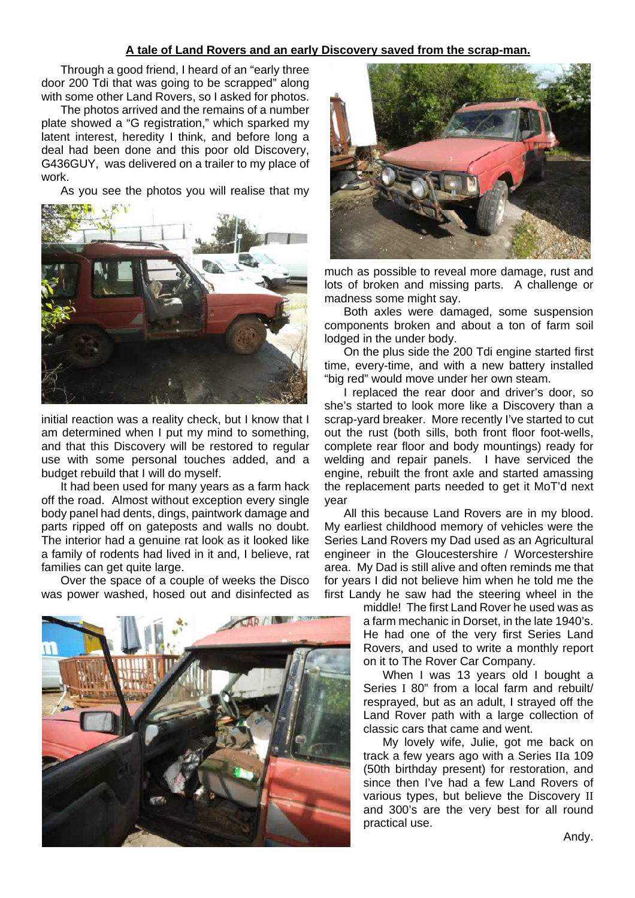## A tale of Land Rovers and an early Discovery saved from the scrap-man.

Through a good friend, I heard of an "early three door 200 Tdi that was going to be scrapped" along with some other Land Rovers, so I asked for photos.

The photos arrived and the remains of a number plate showed a "G registration," which sparked my latent interest, heredity I think, and before long a deal had been done and this poor old Discovery, G436GUY, was delivered on a trailer to my place of work.

As you see the photos you will realise that my initial reaction was a reality check, but I know that I am determined when I put my mind to something, and that this Discovery will be restored to regular use with some personal touches added, and a budget rebuild that I will do myself.

It had been used for many years as a farm hack off the road. Almost without exception every single body panel had dents, dings, paintwork damage and parts ripped off on gateposts and walls no doubt. The interior had a genuine rat look as it looked like a family of rodents had lived in it and, I believe, rat families can get quite large.

Over the space of a couple of weeks the Disco was power washed, hosed out and disinfected as much as possible to reveal more damage, rust and lots of broken and missing parts. A challenge or madness some might say.

Both axles were damaged, some suspension components broken and about a ton of farm soil lodged in the under body.

On the plus side the 200 Tdi engine started first time, every-time, and with a new battery installed "big red" would move under her own steam.

I replaced the rear door and driver's door, so she's started to look more like a Discovery than a scrap-yard breaker. More recently I've started to cut out the rust (both sills, both front floor foot-wells, complete rear floor and body mountings) ready for welding and repair panels. I have serviced the engine, rebuilt the front axle and started amassing the replacement parts needed to get it MoT'd next year

All this because Land Rovers are in my blood. My earliest childhood memory of vehicles were the Series Land Rovers my Dad used as an Agricultural engineer in the Gloucestershire / Worcestershire area. My Dad is still alive and often reminds me that for years I did not believe him when he told me the first Landy he saw had the steering wheel in the middle! The first Land Rover he used was as a farm mechanic in Dorset, in the late 1940's. He had one of the very first Series Land Rovers, and used to write a monthly report on it to The Rover Car Company.

When I was 13 years old I bought a Series I 80" from a local farm and rebuilt/ resprayed, but as an adult, I strayed off the Land Rover path with a large collection of classic cars that came and went.

My lovely wife, Julie, got me back on track a few years ago with a Series IIa 109 (50th birthday present) for restoration, and since then I've had a few Land Rovers of various types, but believe the Discovery II and 300's are the very best for all round practical use.

Andy.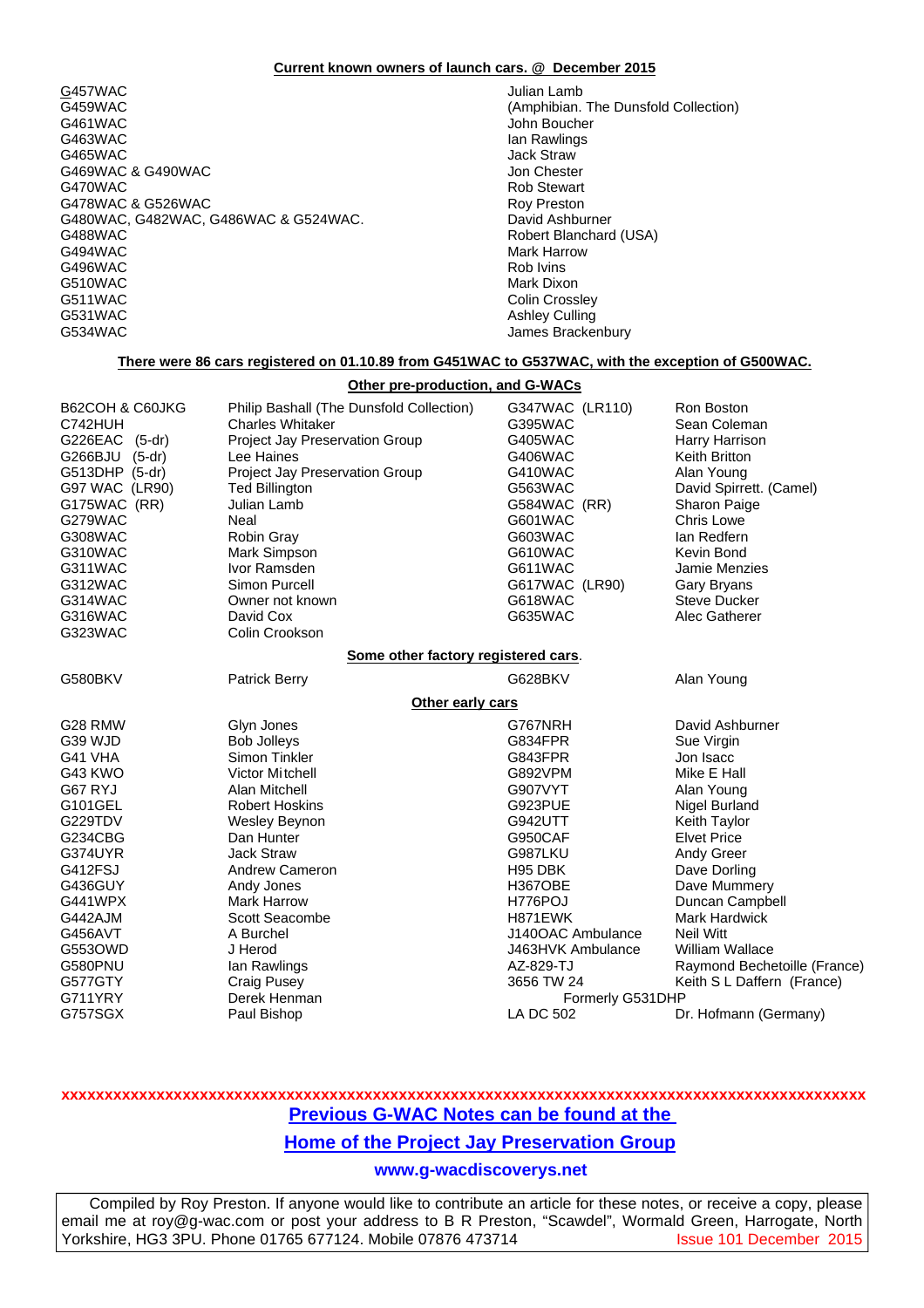**Current known owners of launch cars. @ December 2015**

| | |
|---|---|
| G457WAC | Julian Lamb |
| G459WAC | (Amphibian. The Dunsfold Collection) |
| G461WAC | John Boucher |
| G463WAC | Ian Rawlings |
| G465WAC | Jack Straw |
| G469WAC & G490WAC | Jon Chester |
| G470WAC | Rob Stewart |
| G478WAC & G526WAC | Roy Preston |
| G480WAC, G482WAC, G486WAC & G524WAC. | David Ashburner |
| G488WAC | Robert Blanchard (USA) |
| G494WAC | Mark Harrow |
| G496WAC | Rob Ivins |
| G510WAC | Mark Dixon |
| G511WAC | Colin Crossley |
| G531WAC | Ashley Culling |
| G534WAC | James Brackenbury |

**There were 86 cars registered on 01.10.89 from G451WAC to G537WAC, with the exception of G500WAC.**

**Other pre-production, and G-WACs**

| | | | |
|---|---|---|---|
| B62COH & C60JKG | Philip Bashall (The Dunsfold Collection) | G347WAC (LR110) | Ron Boston |
| C742HUH | Charles Whitaker | G395WAC | Sean Coleman |
| G226EAC (5-dr) | Project Jay Preservation Group | G405WAC | Harry Harrison |
| G266BJU (5-dr) | Lee Haines | G406WAC | Keith Britton |
| G513DHP (5-dr) | Project Jay Preservation Group | G410WAC | Alan Young |
| G97 WAC (LR90) | Ted Billington | G563WAC | David Spirrett. (Camel) |
| G175WAC (RR) | Julian Lamb | G584WAC (RR) | Sharon Paige |
| G279WAC | Neal | G601WAC | Chris Lowe |
| G308WAC | Robin Gray | G603WAC | Ian Redfern |
| G310WAC | Mark Simpson | G610WAC | Kevin Bond |
| G311WAC | Ivor Ramsden | G611WAC | Jamie Menzies |
| G312WAC | Simon Purcell | G617WAC (LR90) | Gary Bryans |
| G314WAC | Owner not known | G618WAC | Steve Ducker |
| G316WAC | David Cox | G635WAC | Alec Gatherer |
| G323WAC | Colin Crookson | | |

**Some other factory registered cars.**

| | | | |
|---|---|---|---|
| G580BKV | Patrick Berry | G628BKV | Alan Young |

**Other early cars**

| | | | |
|---|---|---|---|
| G28 RMW | Glyn Jones | G767NRH | David Ashburner |
| G39 WJD | Bob Jolleys | G834FPR | Sue Virgin |
| G41 VHA | Simon Tinkler | G843FPR | Jon Isacc |
| G43 KWO | Victor Mitchell | G892VPM | Mike E Hall |
| G67 RYJ | Alan Mitchell | G907VYT | Alan Young |
| G101GEL | Robert Hoskins | G923PUE | Nigel Burland |
| G229TDV | Wesley Beynon | G942UTT | Keith Taylor |
| G234CBG | Dan Hunter | G950CAF | Elvet Price |
| G374UYR | Jack Straw | G987LKU | Andy Greer |
| G412FSJ | Andrew Cameron | H95 DBK | Dave Dorling |
| G436GUY | Andy Jones | H367OBE | Dave Mummery |
| G441WPX | Mark Harrow | H776POJ | Duncan Campbell |
| G442AJM | Scott Seacombe | H871EWK | Mark Hardwick |
| G456AVT | A Burchel | J140OAC Ambulance | Neil Witt |
| G553OWD | J Herod | J463HVK Ambulance | William Wallace |
| G580PNU | Ian Rawlings | AZ-829-TJ | Raymond Bechetoille (France) |
| G577GTY | Craig Pusey | 3656 TW 24 | Keith S L Daffern (France) |
| G711YRY | Derek Henman | Formerly G531DHP | |
| G757SGX | Paul Bishop | LA DC 502 | Dr. Hofmann (Germany) |

xxxxxxxxxxxxxxxxxxxxxxxxxxxxxxxxxxxxxxxxxxxxxxxxxxxxxxxxxxxxxxxxxxxxxxxxxxxxxxxxxxxxxxxxxxxx

**Previous G-WAC Notes can be found at the**

**Home of the Project Jay Preservation Group**

**www.g-wacdiscoverys.net**

Compiled by Roy Preston. If anyone would like to contribute an article for these notes, or receive a copy, please email me at roy@g-wac.com or post your address to B R Preston, "Scawdel", Wormald Green, Harrogate, North Yorkshire, HG3 3PU. Phone 01765 677124. Mobile 07876 473714 Issue 101 December 2015